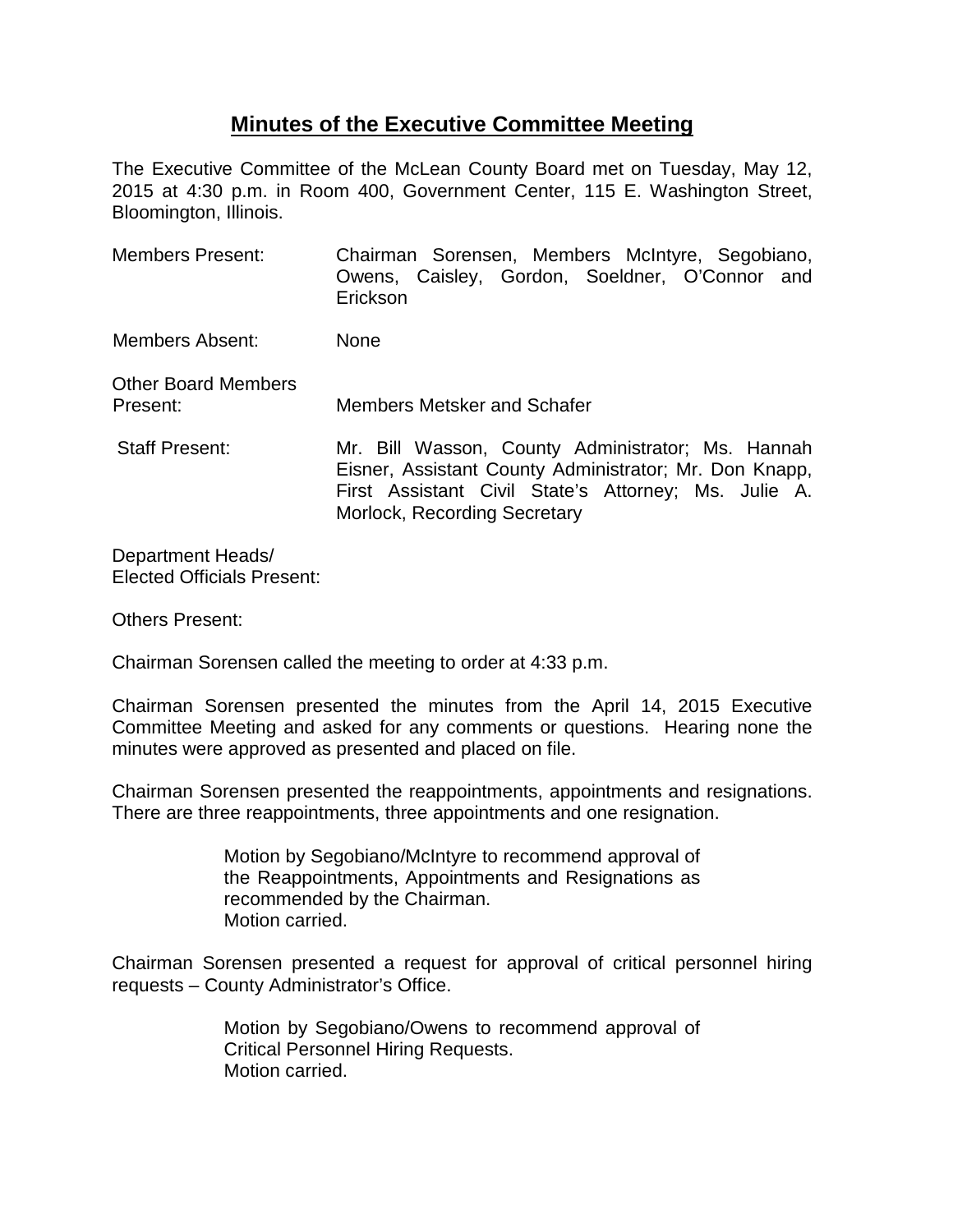# Minutes of the Executive Committee Meeting

The Executive Committee of the McLean County Board met on Tuesday, May 12, 2015 at 4:30 p.m. in Room 400, Government Center, 115 E. Washington Street, Bloomington, Illinois.

| | |
|---|---|
| Members Present: | Chairman Sorensen, Members McIntyre, Segobiano, Owens, Caisley, Gordon, Soeldner, O'Connor and Erickson |
| Members Absent: | None |
| Other Board Members Present: | Members Metsker and Schafer |
| Staff Present: | Mr. Bill Wasson, County Administrator; Ms. Hannah Eisner, Assistant County Administrator; Mr. Don Knapp, First Assistant Civil State's Attorney; Ms. Julie A. Morlock, Recording Secretary |

Department Heads/
Elected Officials Present:

Others Present:

Chairman Sorensen called the meeting to order at 4:33 p.m.

Chairman Sorensen presented the minutes from the April 14, 2015 Executive Committee Meeting and asked for any comments or questions. Hearing none the minutes were approved as presented and placed on file.

Chairman Sorensen presented the reappointments, appointments and resignations. There are three reappointments, three appointments and one resignation.

> Motion by Segobiano/McIntyre to recommend approval of the Reappointments, Appointments and Resignations as recommended by the Chairman.
> Motion carried.

Chairman Sorensen presented a request for approval of critical personnel hiring requests – County Administrator's Office.

> Motion by Segobiano/Owens to recommend approval of Critical Personnel Hiring Requests.
> Motion carried.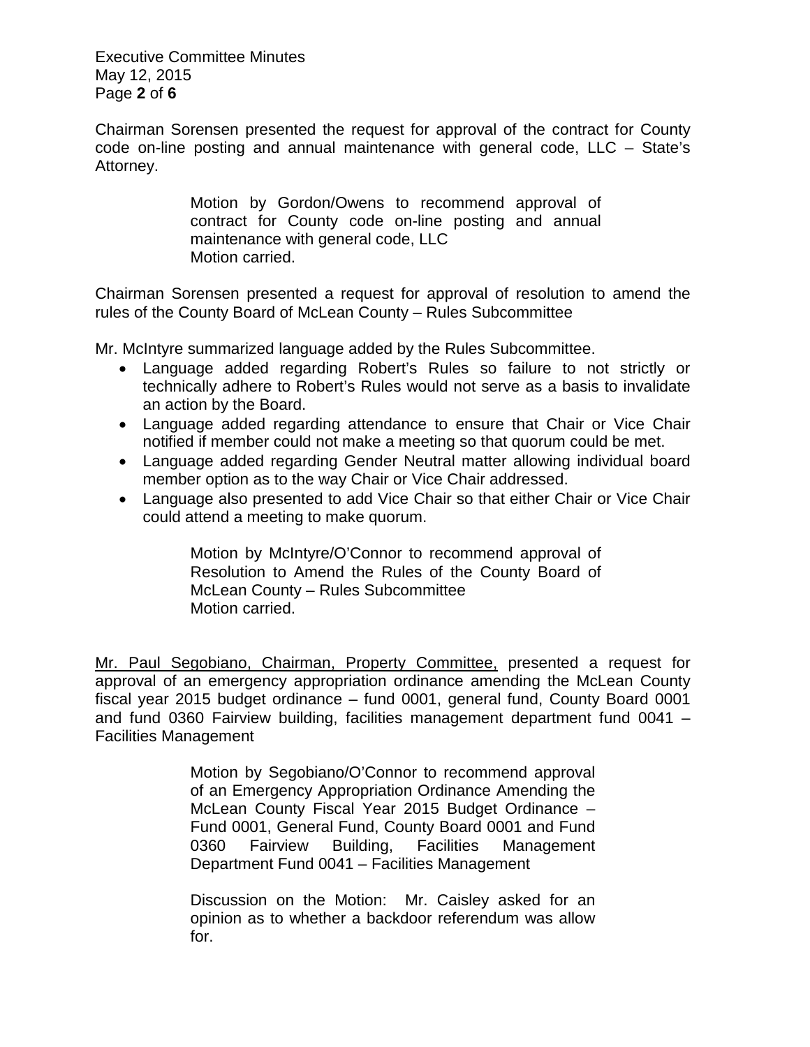Chairman Sorensen presented the request for approval of the contract for County code on-line posting and annual maintenance with general code, LLC – State's Attorney.

> Motion by Gordon/Owens to recommend approval of contract for County code on-line posting and annual maintenance with general code, LLC
> Motion carried.

Chairman Sorensen presented a request for approval of resolution to amend the rules of the County Board of McLean County – Rules Subcommittee

Mr. McIntyre summarized language added by the Rules Subcommittee.

- Language added regarding Robert's Rules so failure to not strictly or technically adhere to Robert's Rules would not serve as a basis to invalidate an action by the Board.
- Language added regarding attendance to ensure that Chair or Vice Chair notified if member could not make a meeting so that quorum could be met.
- Language added regarding Gender Neutral matter allowing individual board member option as to the way Chair or Vice Chair addressed.
- Language also presented to add Vice Chair so that either Chair or Vice Chair could attend a meeting to make quorum.

> Motion by McIntyre/O'Connor to recommend approval of Resolution to Amend the Rules of the County Board of McLean County – Rules Subcommittee
> Motion carried.

Mr. Paul Segobiano, Chairman, Property Committee, presented a request for approval of an emergency appropriation ordinance amending the McLean County fiscal year 2015 budget ordinance – fund 0001, general fund, County Board 0001 and fund 0360 Fairview building, facilities management department fund 0041 – Facilities Management

> Motion by Segobiano/O'Connor to recommend approval of an Emergency Appropriation Ordinance Amending the McLean County Fiscal Year 2015 Budget Ordinance – Fund 0001, General Fund, County Board 0001 and Fund 0360 Fairview Building, Facilities Management Department Fund 0041 – Facilities Management
>
> Discussion on the Motion: Mr. Caisley asked for an opinion as to whether a backdoor referendum was allow for.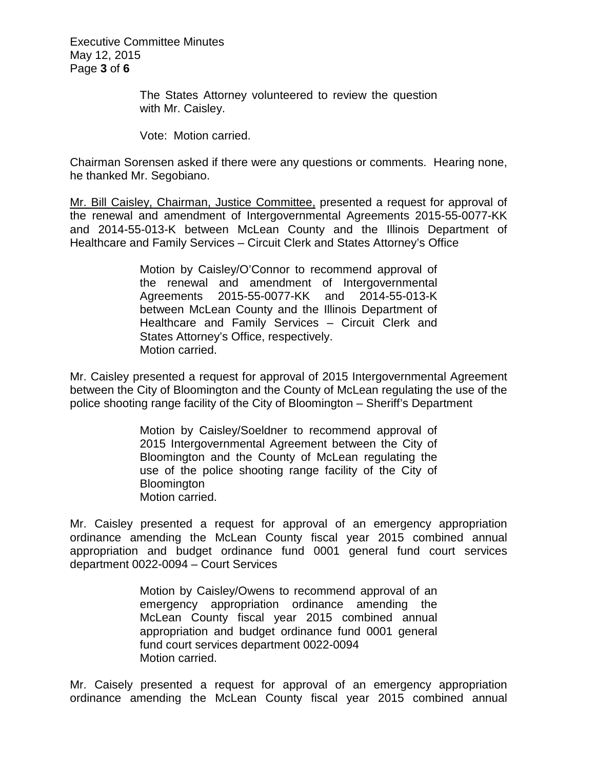The States Attorney volunteered to review the question with Mr. Caisley.

Vote: Motion carried.

Chairman Sorensen asked if there were any questions or comments. Hearing none, he thanked Mr. Segobiano.

Mr. Bill Caisley, Chairman, Justice Committee, presented a request for approval of the renewal and amendment of Intergovernmental Agreements 2015-55-0077-KK and 2014-55-013-K between McLean County and the Illinois Department of Healthcare and Family Services – Circuit Clerk and States Attorney's Office

> Motion by Caisley/O'Connor to recommend approval of the renewal and amendment of Intergovernmental Agreements 2015-55-0077-KK and 2014-55-013-K between McLean County and the Illinois Department of Healthcare and Family Services – Circuit Clerk and States Attorney's Office, respectively.
> Motion carried.

Mr. Caisley presented a request for approval of 2015 Intergovernmental Agreement between the City of Bloomington and the County of McLean regulating the use of the police shooting range facility of the City of Bloomington – Sheriff's Department

> Motion by Caisley/Soeldner to recommend approval of 2015 Intergovernmental Agreement between the City of Bloomington and the County of McLean regulating the use of the police shooting range facility of the City of Bloomington
> Motion carried.

Mr. Caisley presented a request for approval of an emergency appropriation ordinance amending the McLean County fiscal year 2015 combined annual appropriation and budget ordinance fund 0001 general fund court services department 0022-0094 – Court Services

> Motion by Caisley/Owens to recommend approval of an emergency appropriation ordinance amending the McLean County fiscal year 2015 combined annual appropriation and budget ordinance fund 0001 general fund court services department 0022-0094
> Motion carried.

Mr. Caisely presented a request for approval of an emergency appropriation ordinance amending the McLean County fiscal year 2015 combined annual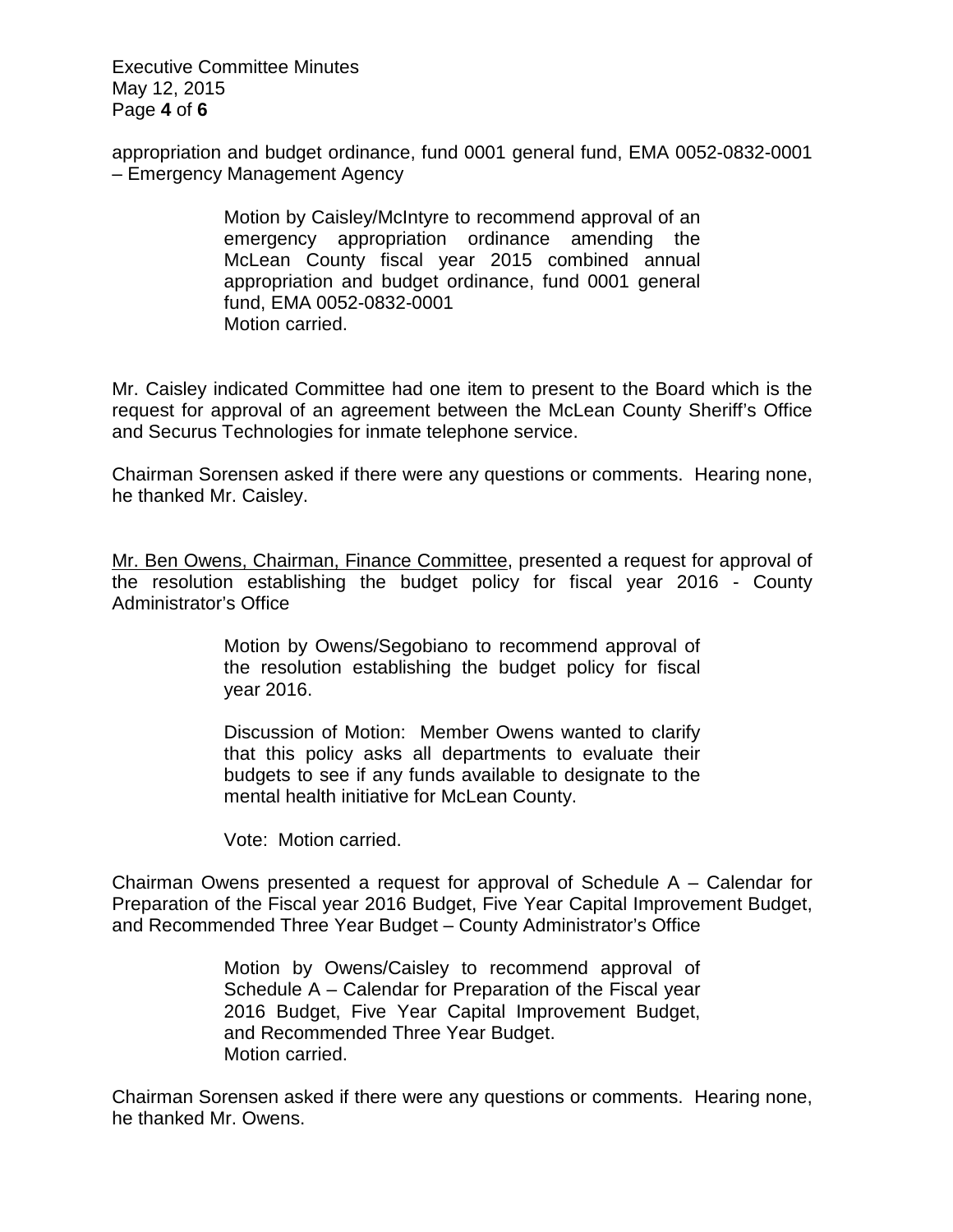appropriation and budget ordinance, fund 0001 general fund, EMA 0052-0832-0001 – Emergency Management Agency

> Motion by Caisley/McIntyre to recommend approval of an emergency appropriation ordinance amending the McLean County fiscal year 2015 combined annual appropriation and budget ordinance, fund 0001 general fund, EMA 0052-0832-0001
> Motion carried.

Mr. Caisley indicated Committee had one item to present to the Board which is the request for approval of an agreement between the McLean County Sheriff's Office and Securus Technologies for inmate telephone service.

Chairman Sorensen asked if there were any questions or comments. Hearing none, he thanked Mr. Caisley.

<u>Mr. Ben Owens, Chairman, Finance Committee</u>, presented a request for approval of the resolution establishing the budget policy for fiscal year 2016 - County Administrator's Office

> Motion by Owens/Segobiano to recommend approval of the resolution establishing the budget policy for fiscal year 2016.
>
> Discussion of Motion: Member Owens wanted to clarify that this policy asks all departments to evaluate their budgets to see if any funds available to designate to the mental health initiative for McLean County.
>
> Vote: Motion carried.

Chairman Owens presented a request for approval of Schedule A – Calendar for Preparation of the Fiscal year 2016 Budget, Five Year Capital Improvement Budget, and Recommended Three Year Budget – County Administrator's Office

> Motion by Owens/Caisley to recommend approval of Schedule A – Calendar for Preparation of the Fiscal year 2016 Budget, Five Year Capital Improvement Budget, and Recommended Three Year Budget.
> Motion carried.

Chairman Sorensen asked if there were any questions or comments. Hearing none, he thanked Mr. Owens.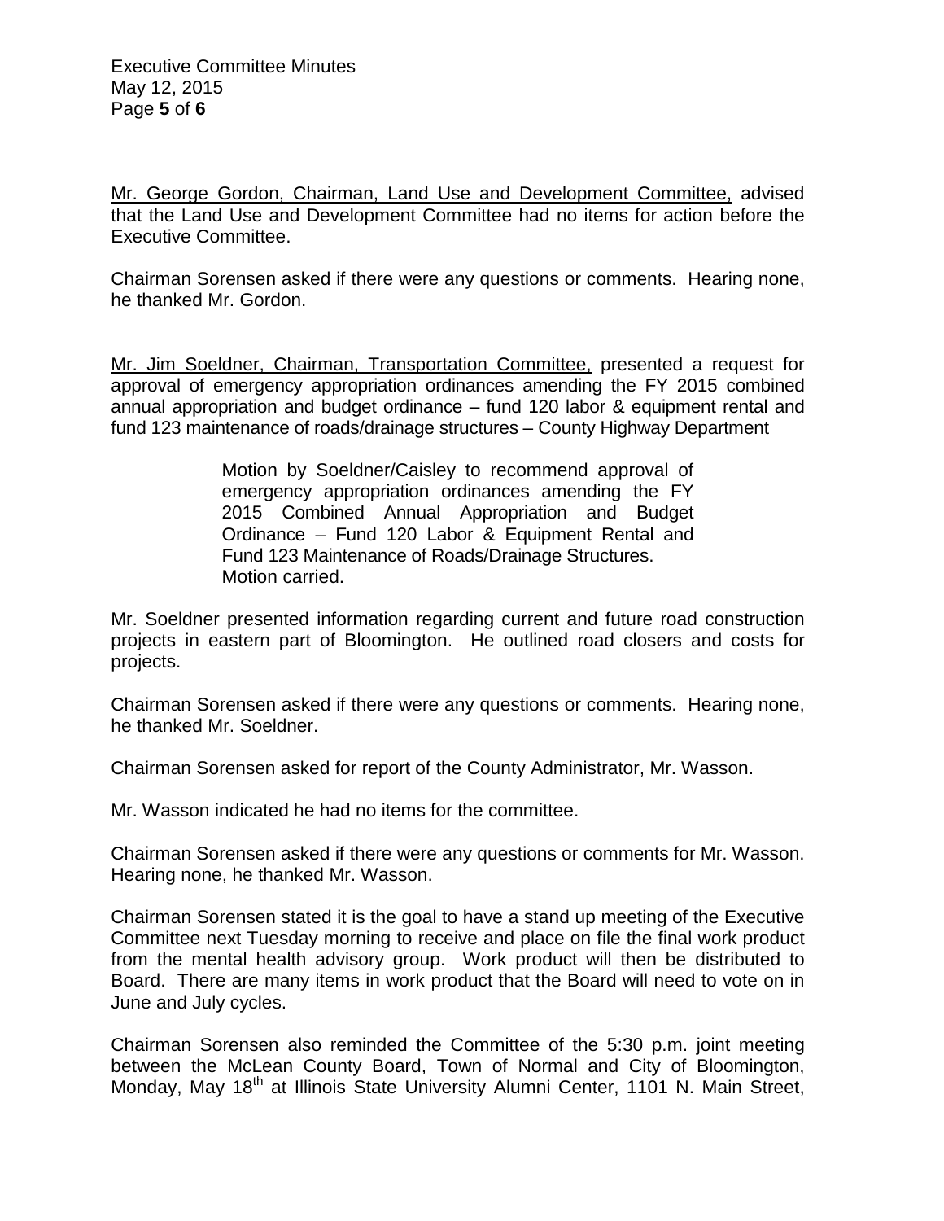Mr. George Gordon, Chairman, Land Use and Development Committee, advised that the Land Use and Development Committee had no items for action before the Executive Committee.

Chairman Sorensen asked if there were any questions or comments. Hearing none, he thanked Mr. Gordon.

Mr. Jim Soeldner, Chairman, Transportation Committee, presented a request for approval of emergency appropriation ordinances amending the FY 2015 combined annual appropriation and budget ordinance – fund 120 labor & equipment rental and fund 123 maintenance of roads/drainage structures – County Highway Department

> Motion by Soeldner/Caisley to recommend approval of emergency appropriation ordinances amending the FY 2015 Combined Annual Appropriation and Budget Ordinance – Fund 120 Labor & Equipment Rental and Fund 123 Maintenance of Roads/Drainage Structures.
> Motion carried.

Mr. Soeldner presented information regarding current and future road construction projects in eastern part of Bloomington. He outlined road closers and costs for projects.

Chairman Sorensen asked if there were any questions or comments. Hearing none, he thanked Mr. Soeldner.

Chairman Sorensen asked for report of the County Administrator, Mr. Wasson.

Mr. Wasson indicated he had no items for the committee.

Chairman Sorensen asked if there were any questions or comments for Mr. Wasson. Hearing none, he thanked Mr. Wasson.

Chairman Sorensen stated it is the goal to have a stand up meeting of the Executive Committee next Tuesday morning to receive and place on file the final work product from the mental health advisory group. Work product will then be distributed to Board. There are many items in work product that the Board will need to vote on in June and July cycles.

Chairman Sorensen also reminded the Committee of the 5:30 p.m. joint meeting between the McLean County Board, Town of Normal and City of Bloomington, Monday, May 18th at Illinois State University Alumni Center, 1101 N. Main Street,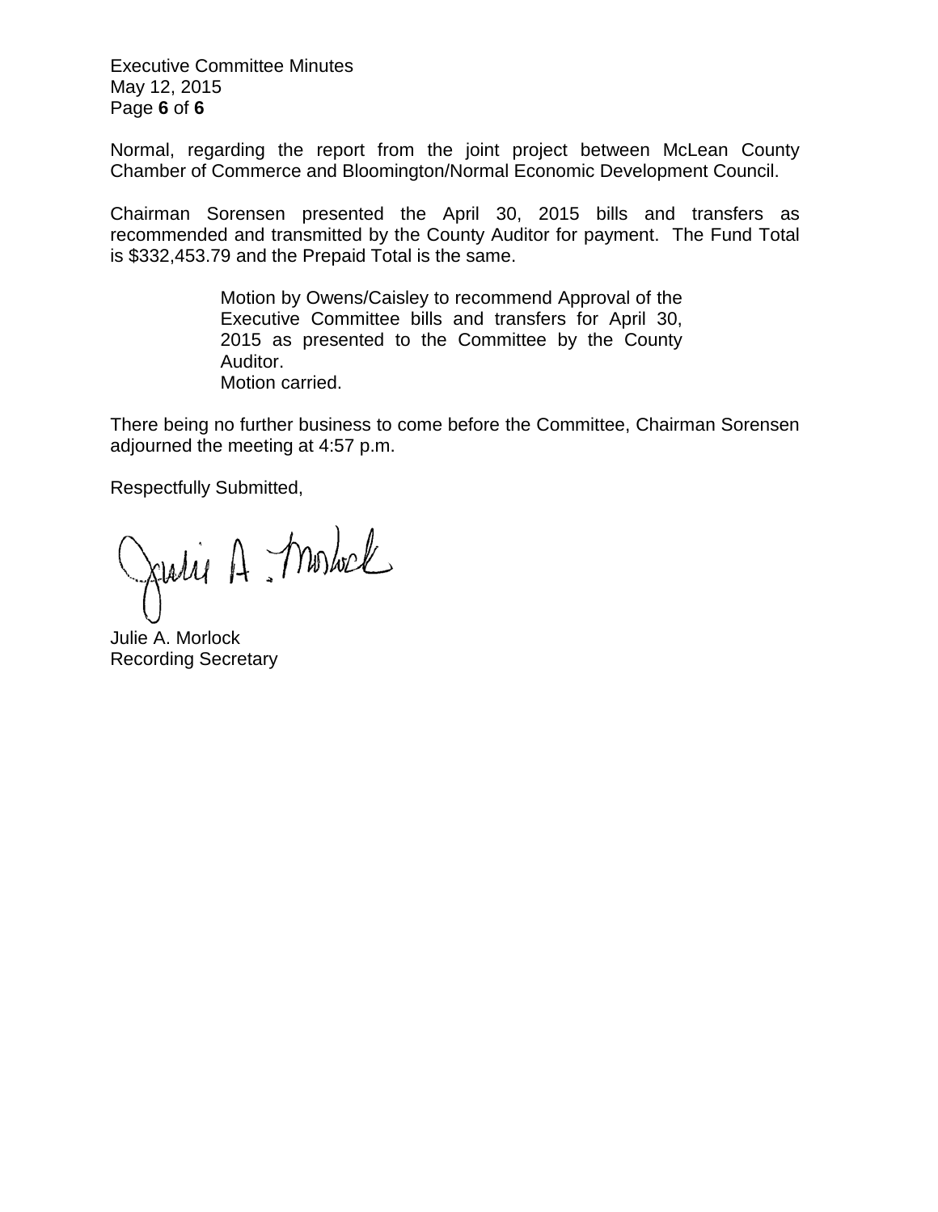Normal, regarding the report from the joint project between McLean County Chamber of Commerce and Bloomington/Normal Economic Development Council.

Chairman Sorensen presented the April 30, 2015 bills and transfers as recommended and transmitted by the County Auditor for payment. The Fund Total is $332,453.79 and the Prepaid Total is the same.

> Motion by Owens/Caisley to recommend Approval of the Executive Committee bills and transfers for April 30, 2015 as presented to the Committee by the County Auditor.
> Motion carried.

There being no further business to come before the Committee, Chairman Sorensen adjourned the meeting at 4:57 p.m.

Respectfully Submitted,

Julie A. Morlock
Recording Secretary